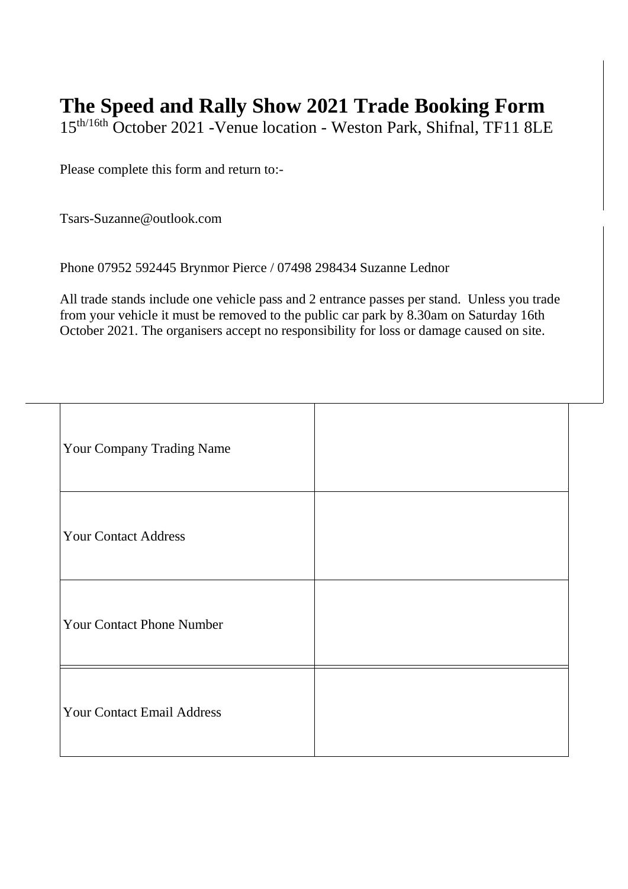# The Speed and Rally Show 2021 Trade Booking Form

15th/16th October 2021 -Venue location - Weston Park, Shifnal, TF11 8LE

Please complete this form and return to:-

Tsars-Suzanne@outlook.com

Phone 07952 592445 Brynmor Pierce / 07498 298434 Suzanne Lednor

All trade stands include one vehicle pass and 2 entrance passes per stand. Unless you trade from your vehicle it must be removed to the public car park by 8.30am on Saturday 16th October 2021. The organisers accept no responsibility for loss or damage caused on site.

| | |
|---|---|
| Your Company Trading Name | |
| Your Contact Address | |
| Your Contact Phone Number | |
| Your Contact Email Address | |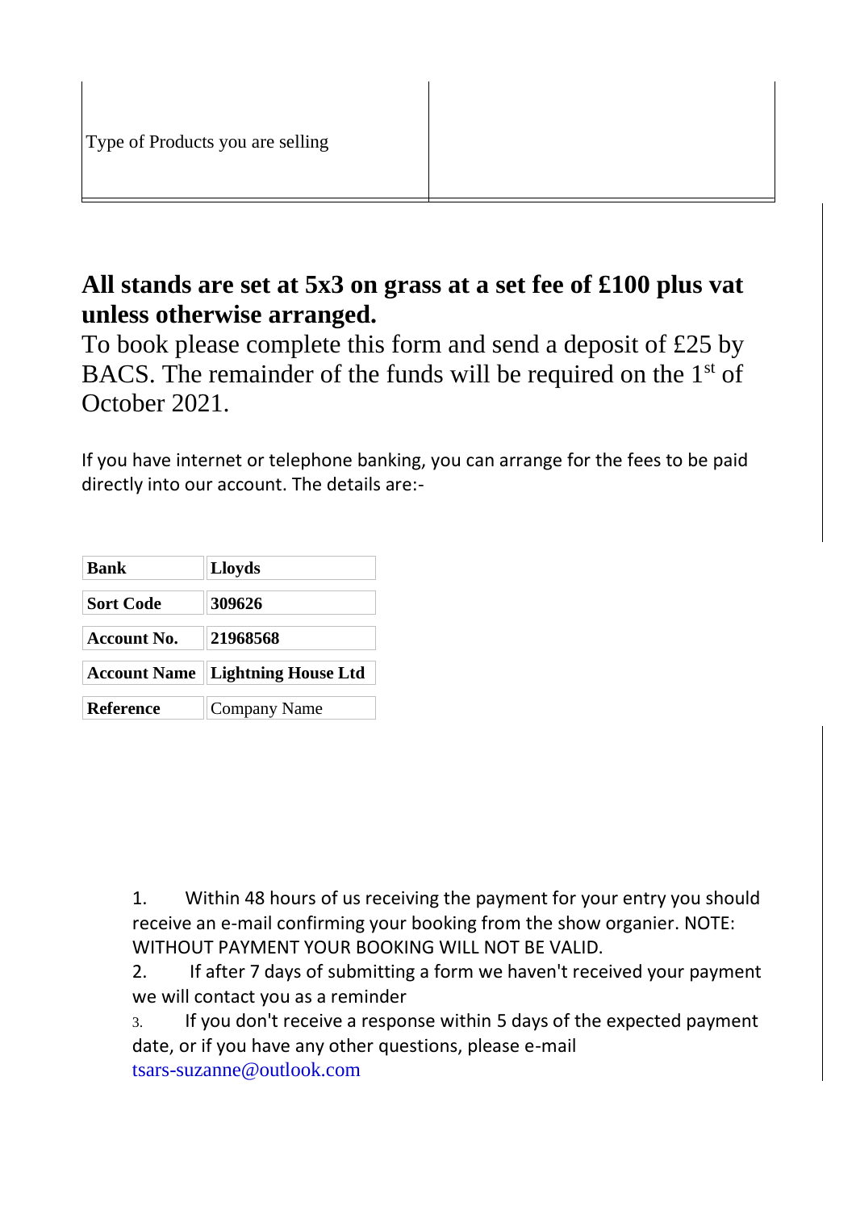| Type of Products you are selling | |
|---|---|

**All stands are set at 5x3 on grass at a set fee of £100 plus vat unless otherwise arranged.**

To book please complete this form and send a deposit of £25 by BACS. The remainder of the funds will be required on the 1st of October 2021.

If you have internet or telephone banking, you can arrange for the fees to be paid directly into our account. The details are:-

| **Bank** | **Lloyds** |
|---|---|
| **Sort Code** | **309626** |
| **Account No.** | **21968568** |
| **Account Name** | **Lightning House Ltd** |
| **Reference** | Company Name |

1. Within 48 hours of us receiving the payment for your entry you should receive an e-mail confirming your booking from the show organier. NOTE: WITHOUT PAYMENT YOUR BOOKING WILL NOT BE VALID.
2. If after 7 days of submitting a form we haven't received your payment we will contact you as a reminder
3. If you don't receive a response within 5 days of the expected payment date, or if you have any other questions, please e-mail tsars-suzanne@outlook.com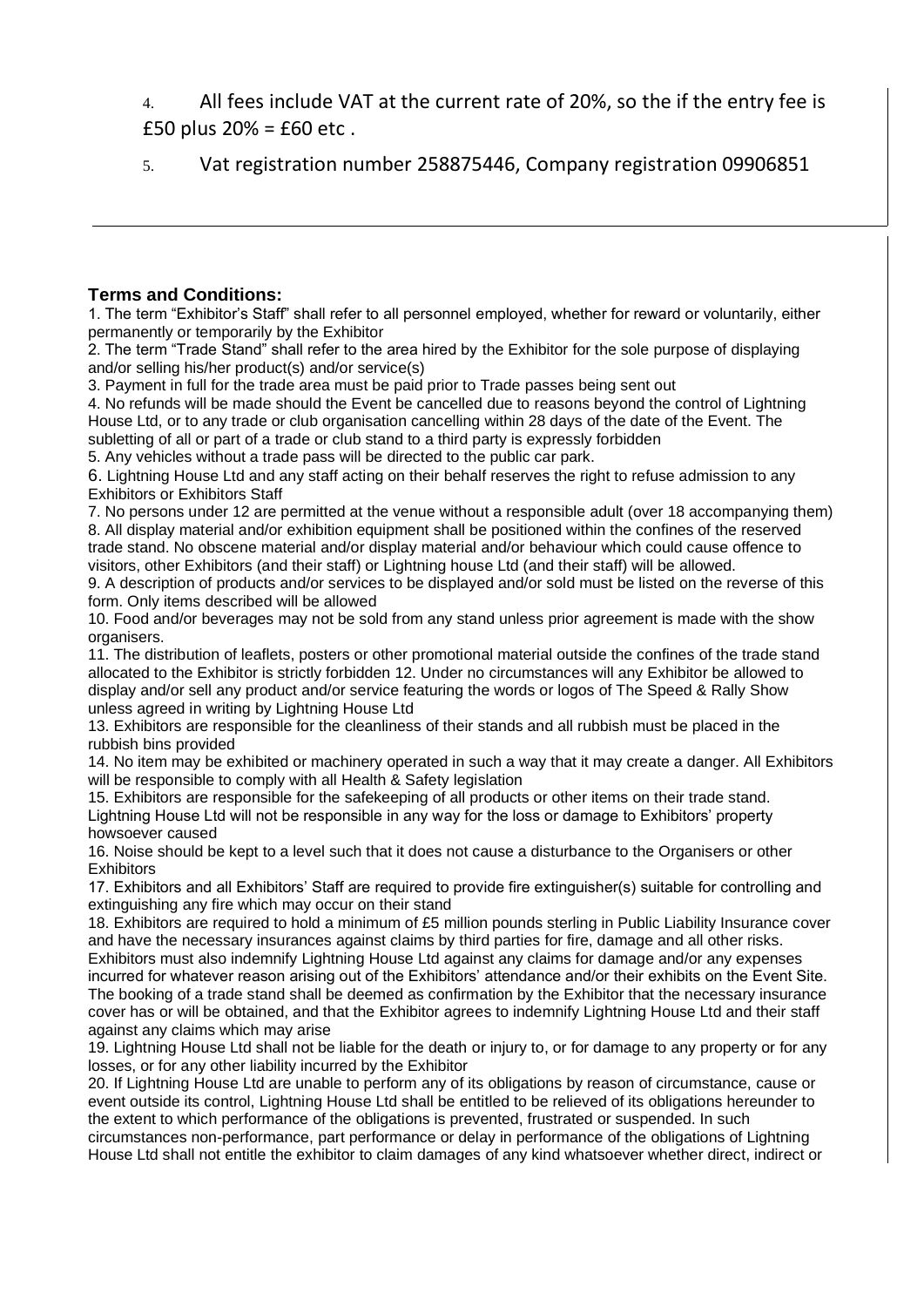4. All fees include VAT at the current rate of 20%, so the if the entry fee is £50 plus 20% = £60 etc .

5. Vat registration number 258875446, Company registration 09906851

---

**Terms and Conditions:**

1. The term "Exhibitor's Staff" shall refer to all personnel employed, whether for reward or voluntarily, either permanently or temporarily by the Exhibitor
2. The term "Trade Stand" shall refer to the area hired by the Exhibitor for the sole purpose of displaying and/or selling his/her product(s) and/or service(s)
3. Payment in full for the trade area must be paid prior to Trade passes being sent out
4. No refunds will be made should the Event be cancelled due to reasons beyond the control of Lightning House Ltd, or to any trade or club organisation cancelling within 28 days of the date of the Event. The subletting of all or part of a trade or club stand to a third party is expressly forbidden
5. Any vehicles without a trade pass will be directed to the public car park.
6. Lightning House Ltd and any staff acting on their behalf reserves the right to refuse admission to any Exhibitors or Exhibitors Staff
7. No persons under 12 are permitted at the venue without a responsible adult (over 18 accompanying them)
8. All display material and/or exhibition equipment shall be positioned within the confines of the reserved trade stand. No obscene material and/or display material and/or behaviour which could cause offence to visitors, other Exhibitors (and their staff) or Lightning house Ltd (and their staff) will be allowed.
9. A description of products and/or services to be displayed and/or sold must be listed on the reverse of this form. Only items described will be allowed
10. Food and/or beverages may not be sold from any stand unless prior agreement is made with the show organisers.
11. The distribution of leaflets, posters or other promotional material outside the confines of the trade stand allocated to the Exhibitor is strictly forbidden 12. Under no circumstances will any Exhibitor be allowed to display and/or sell any product and/or service featuring the words or logos of The Speed & Rally Show unless agreed in writing by Lightning House Ltd
13. Exhibitors are responsible for the cleanliness of their stands and all rubbish must be placed in the rubbish bins provided
14. No item may be exhibited or machinery operated in such a way that it may create a danger. All Exhibitors will be responsible to comply with all Health & Safety legislation
15. Exhibitors are responsible for the safekeeping of all products or other items on their trade stand. Lightning House Ltd will not be responsible in any way for the loss or damage to Exhibitors' property howsoever caused
16. Noise should be kept to a level such that it does not cause a disturbance to the Organisers or other Exhibitors
17. Exhibitors and all Exhibitors' Staff are required to provide fire extinguisher(s) suitable for controlling and extinguishing any fire which may occur on their stand
18. Exhibitors are required to hold a minimum of £5 million pounds sterling in Public Liability Insurance cover and have the necessary insurances against claims by third parties for fire, damage and all other risks. Exhibitors must also indemnify Lightning House Ltd against any claims for damage and/or any expenses incurred for whatever reason arising out of the Exhibitors' attendance and/or their exhibits on the Event Site. The booking of a trade stand shall be deemed as confirmation by the Exhibitor that the necessary insurance cover has or will be obtained, and that the Exhibitor agrees to indemnify Lightning House Ltd and their staff against any claims which may arise
19. Lightning House Ltd shall not be liable for the death or injury to, or for damage to any property or for any losses, or for any other liability incurred by the Exhibitor
20. If Lightning House Ltd are unable to perform any of its obligations by reason of circumstance, cause or event outside its control, Lightning House Ltd shall be entitled to be relieved of its obligations hereunder to the extent to which performance of the obligations is prevented, frustrated or suspended. In such circumstances non-performance, part performance or delay in performance of the obligations of Lightning House Ltd shall not entitle the exhibitor to claim damages of any kind whatsoever whether direct, indirect or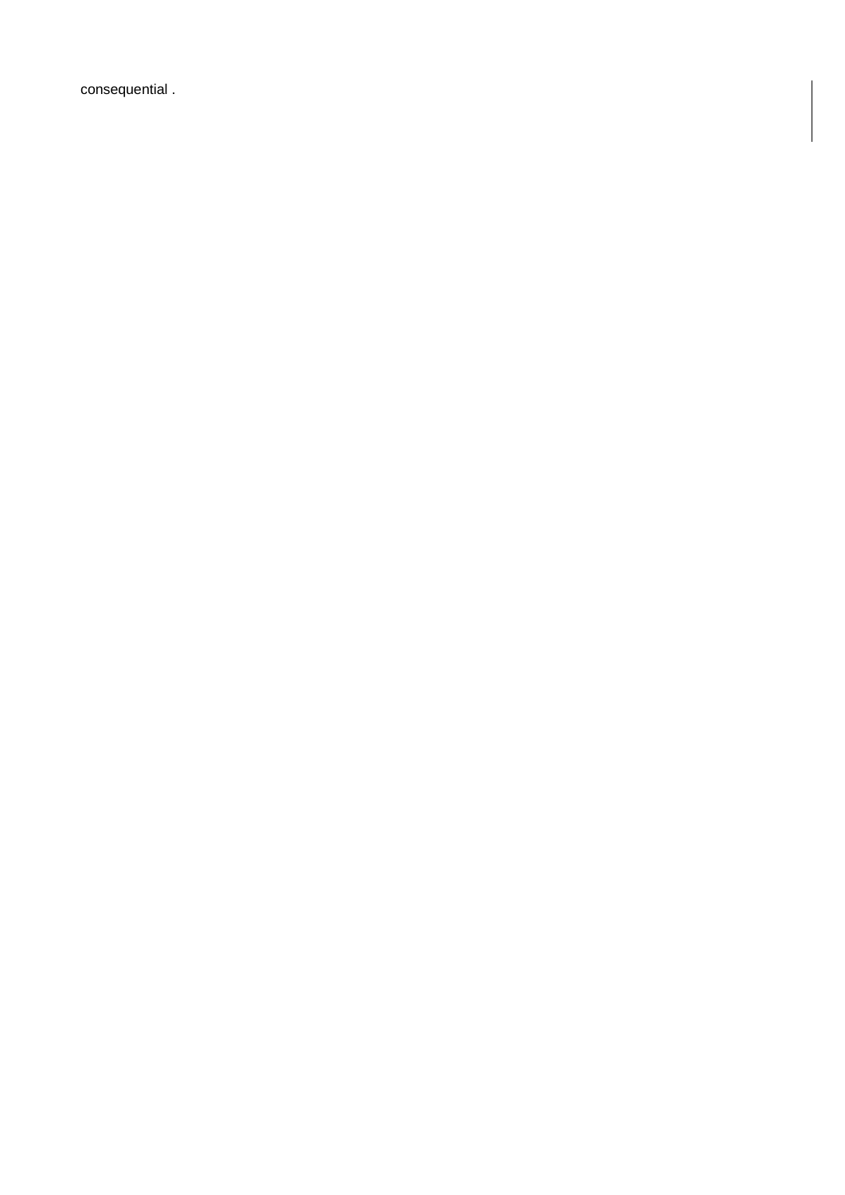consequential .